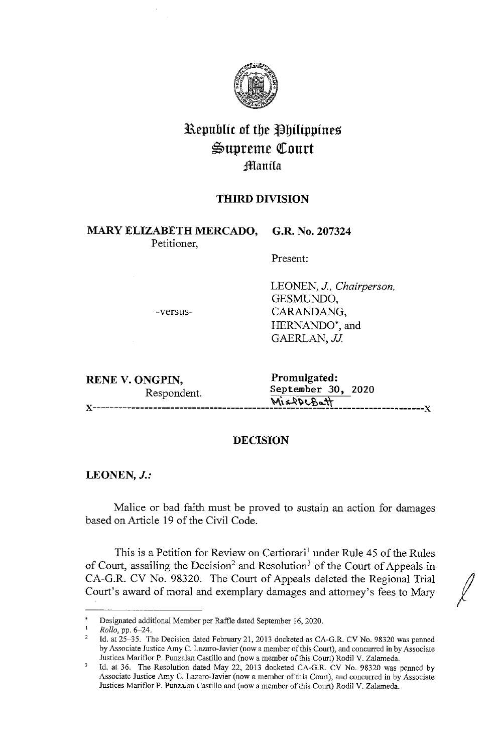# Republic of the Philippines
# Supreme Court
## Manila

### THIRD DIVISION

**MARY ELIZABETH MERCADO,** Petitioner,

**G.R. No. 207324**

Present:

-versus-

LEONEN, *J., Chairperson,*
GESMUNDO,
CARANDANG,
HERNANDO[*], and
GAERLAN, *JJ.*

**RENE V. ONGPIN,** Respondent.

**Promulgated:**
September 30, 2020

x---------------------------------------------------------------------------------x

### DECISION

**LEONEN, *J.*:**

Malice or bad faith must be proved to sustain an action for damages based on Article 19 of the Civil Code.

This is a Petition for Review on Certiorari[1] under Rule 45 of the Rules of Court, assailing the Decision[2] and Resolution[3] of the Court of Appeals in CA-G.R. CV No. 98320. The Court of Appeals deleted the Regional Trial Court's award of moral and exemplary damages and attorney's fees to Mary

---

[*] Designated additional Member per Raffle dated September 16, 2020.

[1] *Rollo*, pp. 6–24.

[2] Id. at 25–35. The Decision dated February 21, 2013 docketed as CA-G.R. CV No. 98320 was penned by Associate Justice Amy C. Lazaro-Javier (now a member of this Court), and concurred in by Associate Justices Mariflor P. Punzalan Castillo and (now a member of this Court) Rodil V. Zalameda.

[3] Id. at 36. The Resolution dated May 22, 2013 docketed CA-G.R. CV No. 98320 was penned by Associate Justice Amy C. Lazaro-Javier (now a member of this Court), and concurred in by Associate Justices Mariflor P. Punzalan Castillo and (now a member of this Court) Rodil V. Zalameda.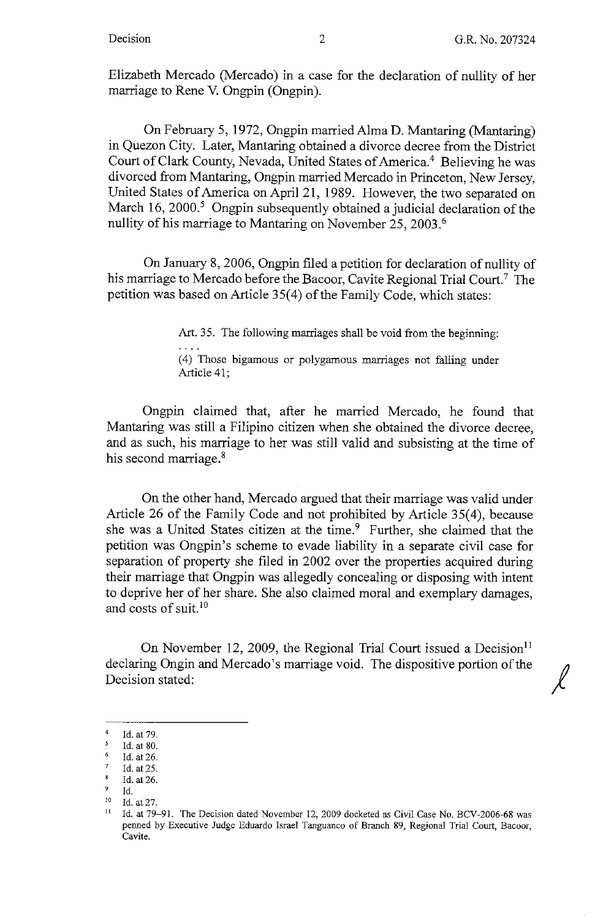Elizabeth Mercado (Mercado) in a case for the declaration of nullity of her marriage to Rene V. Ongpin (Ongpin).

On February 5, 1972, Ongpin married Alma D. Mantaring (Mantaring) in Quezon City. Later, Mantaring obtained a divorce decree from the District Court of Clark County, Nevada, United States of America.[4] Believing he was divorced from Mantaring, Ongpin married Mercado in Princeton, New Jersey, United States of America on April 21, 1989. However, the two separated on March 16, 2000.[5] Ongpin subsequently obtained a judicial declaration of the nullity of his marriage to Mantaring on November 25, 2003.[6]

On January 8, 2006, Ongpin filed a petition for declaration of nullity of his marriage to Mercado before the Bacoor, Cavite Regional Trial Court.[7] The petition was based on Article 35(4) of the Family Code, which states:

> Art. 35. The following marriages shall be void from the beginning:
>
> . . . .
>
> (4) Those bigamous or polygamous marriages not falling under Article 41;

Ongpin claimed that, after he married Mercado, he found that Mantaring was still a Filipino citizen when she obtained the divorce decree, and as such, his marriage to her was still valid and subsisting at the time of his second marriage.[8]

On the other hand, Mercado argued that their marriage was valid under Article 26 of the Family Code and not prohibited by Article 35(4), because she was a United States citizen at the time.[9] Further, she claimed that the petition was Ongpin's scheme to evade liability in a separate civil case for separation of property she filed in 2002 over the properties acquired during their marriage that Ongpin was allegedly concealing or disposing with intent to deprive her of her share. She also claimed moral and exemplary damages, and costs of suit.[10]

On November 12, 2009, the Regional Trial Court issued a Decision[11] declaring Ongin and Mercado's marriage void. The dispositive portion of the Decision stated:

---

[4] Id. at 79.

[5] Id. at 80.

[6] Id. at 26.

[7] Id. at 25.

[8] Id. at 26.

[9] Id.

[10] Id. at 27.

[11] Id. at 79–91. The Decision dated November 12, 2009 docketed as Civil Case No. BCV-2006-68 was penned by Executive Judge Eduardo Israel Tanguanco of Branch 89, Regional Trial Court, Bacoor, Cavite.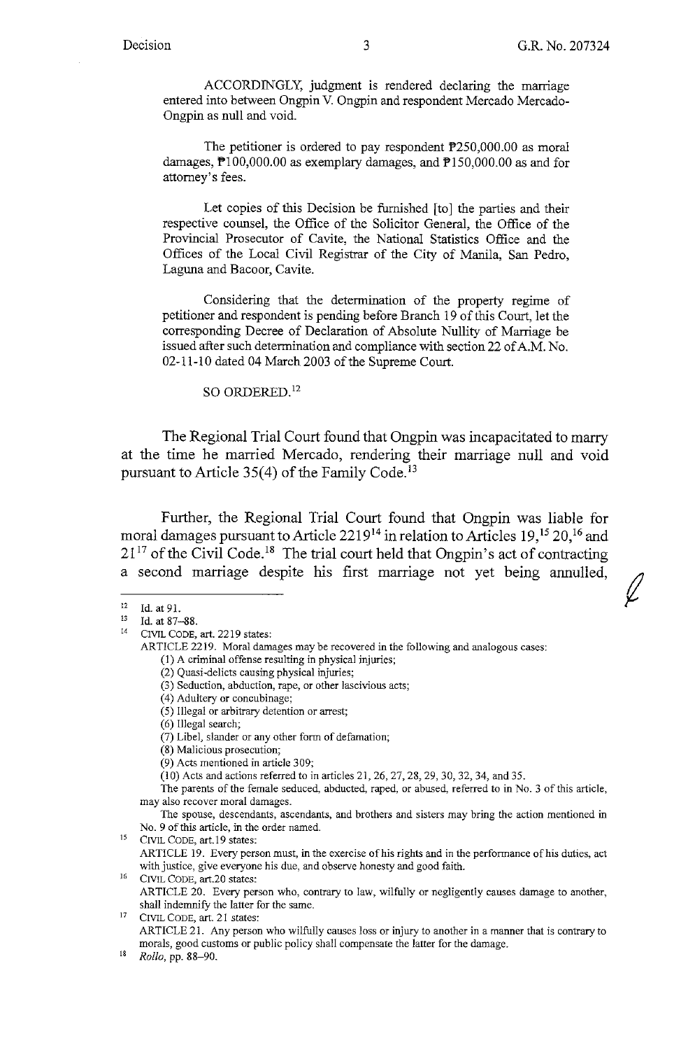ACCORDINGLY, judgment is rendered declaring the marriage entered into between Ongpin V. Ongpin and respondent Mercado Mercado-Ongpin as null and void.

The petitioner is ordered to pay respondent ₱250,000.00 as moral damages, ₱100,000.00 as exemplary damages, and ₱150,000.00 as and for attorney's fees.

Let copies of this Decision be furnished [to] the parties and their respective counsel, the Office of the Solicitor General, the Office of the Provincial Prosecutor of Cavite, the National Statistics Office and the Offices of the Local Civil Registrar of the City of Manila, San Pedro, Laguna and Bacoor, Cavite.

Considering that the determination of the property regime of petitioner and respondent is pending before Branch 19 of this Court, let the corresponding Decree of Declaration of Absolute Nullity of Marriage be issued after such determination and compliance with section 22 of A.M. No. 02-11-10 dated 04 March 2003 of the Supreme Court.

SO ORDERED.[12]

The Regional Trial Court found that Ongpin was incapacitated to marry at the time he married Mercado, rendering their marriage null and void pursuant to Article 35(4) of the Family Code.[13]

Further, the Regional Trial Court found that Ongpin was liable for moral damages pursuant to Article 2219[14] in relation to Articles 19,[15] 20,[16] and 21[17] of the Civil Code.[18] The trial court held that Ongpin's act of contracting a second marriage despite his first marriage not yet being annulled,

---

[12] Id. at 91.

[13] Id. at 87–88.

[14] CIVIL CODE, art. 2219 states:

ARTICLE 2219. Moral damages may be recovered in the following and analogous cases:

(1) A criminal offense resulting in physical injuries;

(2) Quasi-delicts causing physical injuries;

(3) Seduction, abduction, rape, or other lascivious acts;

(4) Adultery or concubinage;

(5) Illegal or arbitrary detention or arrest;

(6) Illegal search;

(7) Libel, slander or any other form of defamation;

(8) Malicious prosecution;

(9) Acts mentioned in article 309;

(10) Acts and actions referred to in articles 21, 26, 27, 28, 29, 30, 32, 34, and 35.

The parents of the female seduced, abducted, raped, or abused, referred to in No. 3 of this article, may also recover moral damages.

The spouse, descendants, ascendants, and brothers and sisters may bring the action mentioned in No. 9 of this article, in the order named.

[15] CIVIL CODE, art.19 states:

ARTICLE 19. Every person must, in the exercise of his rights and in the performance of his duties, act with justice, give everyone his due, and observe honesty and good faith.

[16] CIVIL CODE, art.20 states:

ARTICLE 20. Every person who, contrary to law, wilfully or negligently causes damage to another, shall indemnify the latter for the same.

[17] CIVIL CODE, art. 21 states:

ARTICLE 21. Any person who wilfully causes loss or injury to another in a manner that is contrary to morals, good customs or public policy shall compensate the latter for the damage.

[18] *Rollo*, pp. 88–90.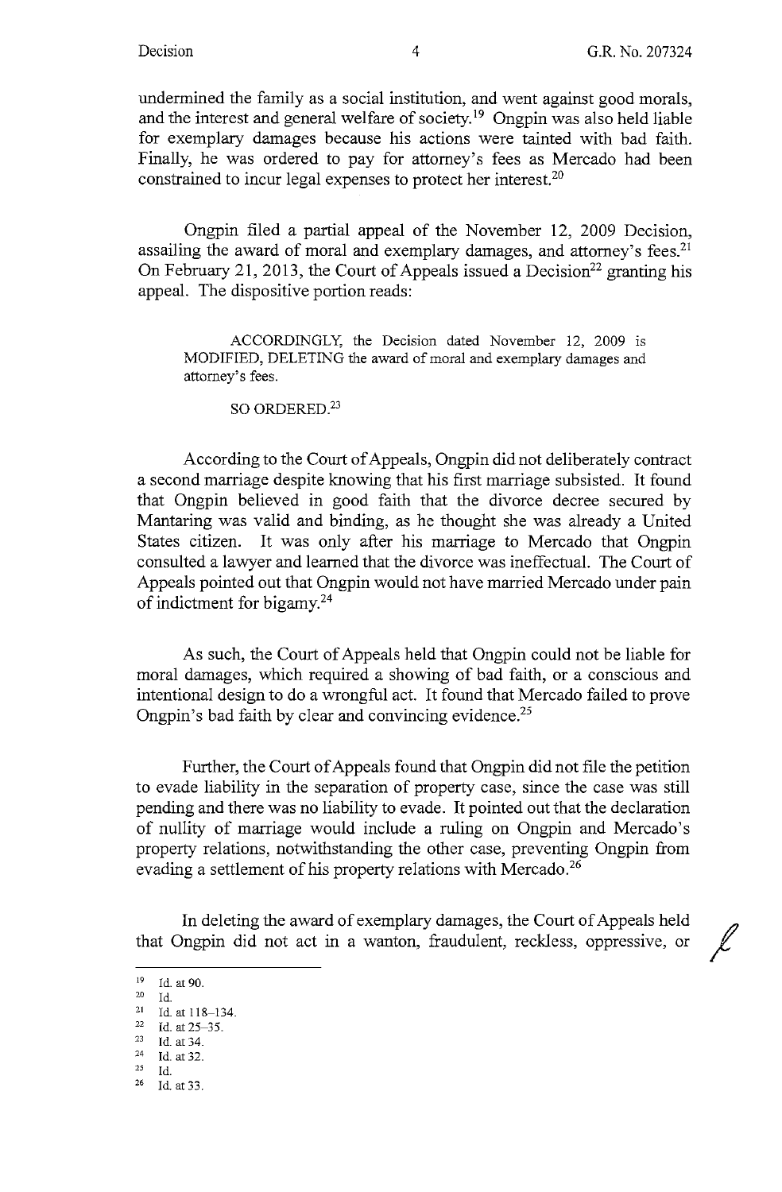undermined the family as a social institution, and went against good morals, and the interest and general welfare of society.[19] Ongpin was also held liable for exemplary damages because his actions were tainted with bad faith. Finally, he was ordered to pay for attorney's fees as Mercado had been constrained to incur legal expenses to protect her interest.[20]

Ongpin filed a partial appeal of the November 12, 2009 Decision, assailing the award of moral and exemplary damages, and attorney's fees.[21] On February 21, 2013, the Court of Appeals issued a Decision[22] granting his appeal. The dispositive portion reads:

> ACCORDINGLY, the Decision dated November 12, 2009 is MODIFIED, DELETING the award of moral and exemplary damages and attorney's fees.
>
> SO ORDERED.[23]

According to the Court of Appeals, Ongpin did not deliberately contract a second marriage despite knowing that his first marriage subsisted. It found that Ongpin believed in good faith that the divorce decree secured by Mantaring was valid and binding, as he thought she was already a United States citizen. It was only after his marriage to Mercado that Ongpin consulted a lawyer and learned that the divorce was ineffectual. The Court of Appeals pointed out that Ongpin would not have married Mercado under pain of indictment for bigamy.[24]

As such, the Court of Appeals held that Ongpin could not be liable for moral damages, which required a showing of bad faith, or a conscious and intentional design to do a wrongful act. It found that Mercado failed to prove Ongpin's bad faith by clear and convincing evidence.[25]

Further, the Court of Appeals found that Ongpin did not file the petition to evade liability in the separation of property case, since the case was still pending and there was no liability to evade. It pointed out that the declaration of nullity of marriage would include a ruling on Ongpin and Mercado's property relations, notwithstanding the other case, preventing Ongpin from evading a settlement of his property relations with Mercado.[26]

In deleting the award of exemplary damages, the Court of Appeals held that Ongpin did not act in a wanton, fraudulent, reckless, oppressive, or

---

[19] Id. at 90.
[20] Id.
[21] Id. at 118–134.
[22] Id. at 25–35.
[23] Id. at 34.
[24] Id. at 32.
[25] Id.
[26] Id. at 33.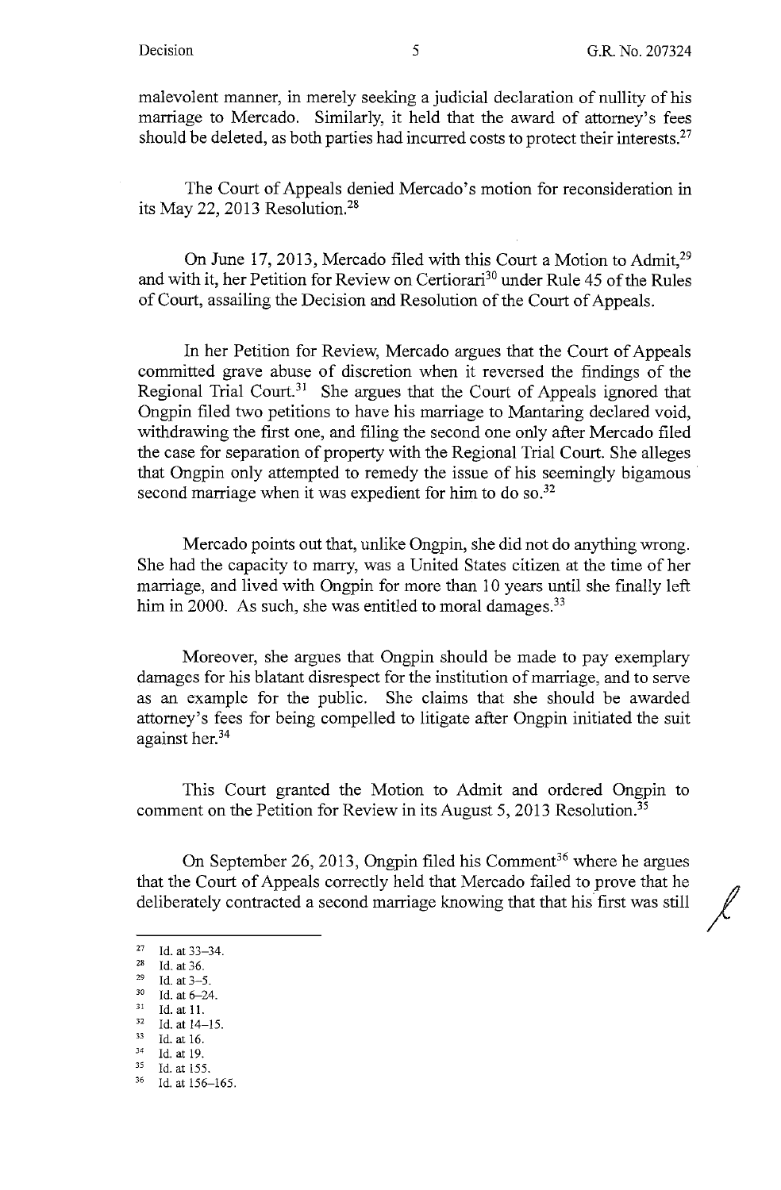malevolent manner, in merely seeking a judicial declaration of nullity of his marriage to Mercado. Similarly, it held that the award of attorney's fees should be deleted, as both parties had incurred costs to protect their interests.[27]

The Court of Appeals denied Mercado's motion for reconsideration in its May 22, 2013 Resolution.[28]

On June 17, 2013, Mercado filed with this Court a Motion to Admit,[29] and with it, her Petition for Review on Certiorari[30] under Rule 45 of the Rules of Court, assailing the Decision and Resolution of the Court of Appeals.

In her Petition for Review, Mercado argues that the Court of Appeals committed grave abuse of discretion when it reversed the findings of the Regional Trial Court.[31] She argues that the Court of Appeals ignored that Ongpin filed two petitions to have his marriage to Mantaring declared void, withdrawing the first one, and filing the second one only after Mercado filed the case for separation of property with the Regional Trial Court. She alleges that Ongpin only attempted to remedy the issue of his seemingly bigamous second marriage when it was expedient for him to do so.[32]

Mercado points out that, unlike Ongpin, she did not do anything wrong. She had the capacity to marry, was a United States citizen at the time of her marriage, and lived with Ongpin for more than 10 years until she finally left him in 2000. As such, she was entitled to moral damages.[33]

Moreover, she argues that Ongpin should be made to pay exemplary damages for his blatant disrespect for the institution of marriage, and to serve as an example for the public. She claims that she should be awarded attorney's fees for being compelled to litigate after Ongpin initiated the suit against her.[34]

This Court granted the Motion to Admit and ordered Ongpin to comment on the Petition for Review in its August 5, 2013 Resolution.[35]

On September 26, 2013, Ongpin filed his Comment[36] where he argues that the Court of Appeals correctly held that Mercado failed to prove that he deliberately contracted a second marriage knowing that that his first was still

---

[27] Id. at 33–34.
[28] Id. at 36.
[29] Id. at 3–5.
[30] Id. at 6–24.
[31] Id. at 11.
[32] Id. at 14–15.
[33] Id. at 16.
[34] Id. at 19.
[35] Id. at 155.
[36] Id. at 156–165.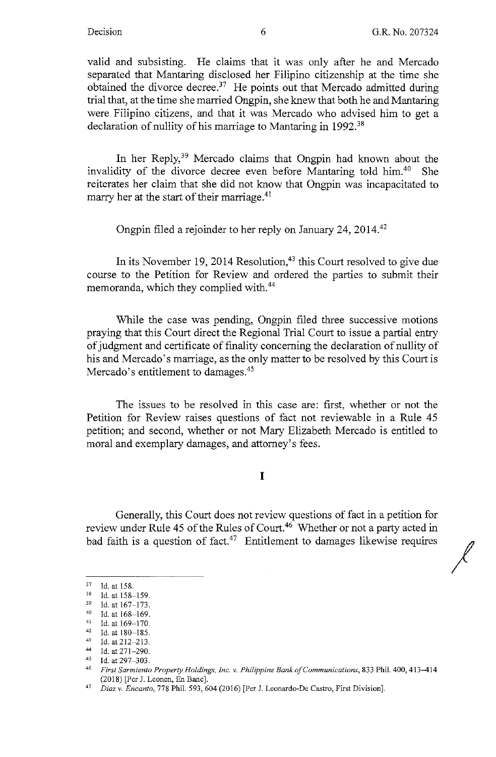valid and subsisting. He claims that it was only after he and Mercado separated that Mantaring disclosed her Filipino citizenship at the time she obtained the divorce decree.[37] He points out that Mercado admitted during trial that, at the time she married Ongpin, she knew that both he and Mantaring were Filipino citizens, and that it was Mercado who advised him to get a declaration of nullity of his marriage to Mantaring in 1992.[38]

In her Reply,[39] Mercado claims that Ongpin had known about the invalidity of the divorce decree even before Mantaring told him.[40] She reiterates her claim that she did not know that Ongpin was incapacitated to marry her at the start of their marriage.[41]

Ongpin filed a rejoinder to her reply on January 24, 2014.[42]

In its November 19, 2014 Resolution,[43] this Court resolved to give due course to the Petition for Review and ordered the parties to submit their memoranda, which they complied with.[44]

While the case was pending, Ongpin filed three successive motions praying that this Court direct the Regional Trial Court to issue a partial entry of judgment and certificate of finality concerning the declaration of nullity of his and Mercado's marriage, as the only matter to be resolved by this Court is Mercado's entitlement to damages.[45]

The issues to be resolved in this case are: first, whether or not the Petition for Review raises questions of fact not reviewable in a Rule 45 petition; and second, whether or not Mary Elizabeth Mercado is entitled to moral and exemplary damages, and attorney's fees.

## I

Generally, this Court does not review questions of fact in a petition for review under Rule 45 of the Rules of Court.[46] Whether or not a party acted in bad faith is a question of fact.[47] Entitlement to damages likewise requires

---

[37] Id. at 158.

[38] Id. at 158–159.

[39] Id. at 167–173.

[40] Id. at 168–169.

[41] Id. at 169–170.

[42] Id. at 180–185.

[43] Id. at 212–213.

[44] Id. at 271–290.

[45] Id. at 297–303.

[46] *First Sarmiento Property Holdings, Inc. v. Philippine Bank of Communications*, 833 Phil. 400, 413–414 (2018) [Per J. Leonen, En Banc].

[47] *Diaz v. Encanto*, 778 Phil. 593, 604 (2016) [Per J. Leonardo-De Castro, First Division].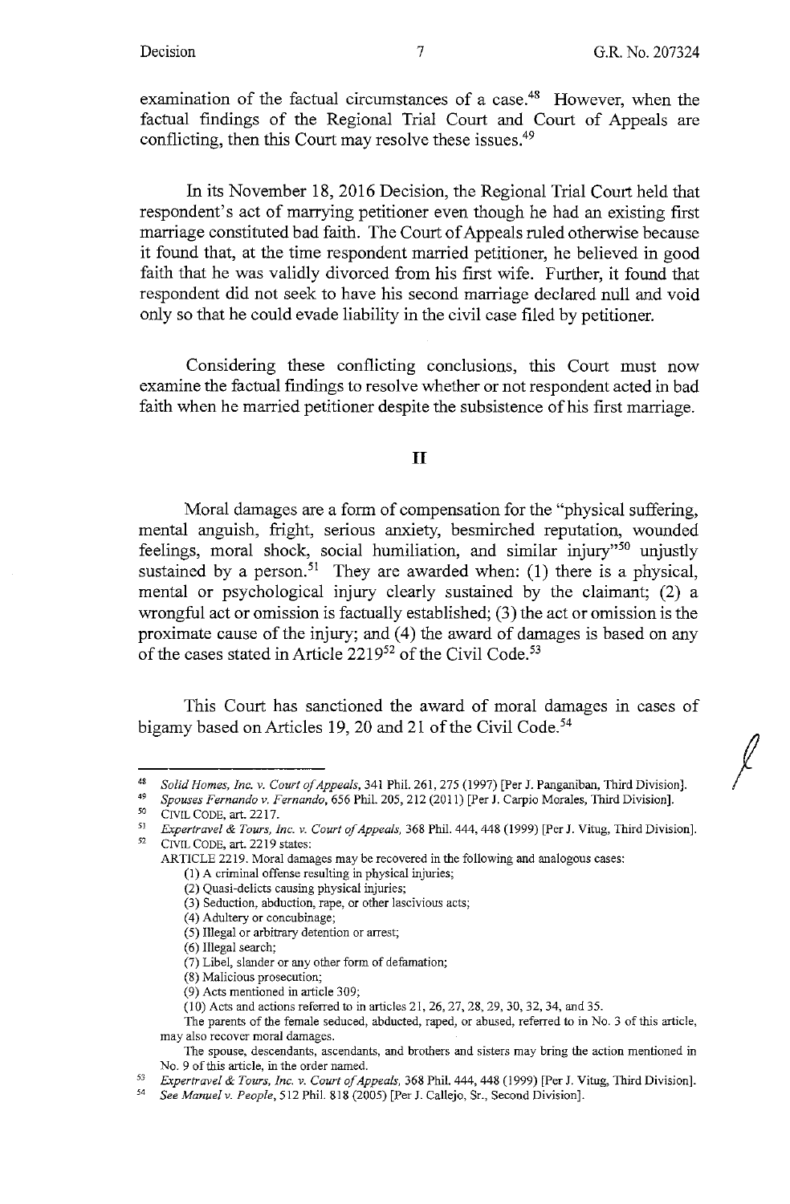examination of the factual circumstances of a case.[48] However, when the factual findings of the Regional Trial Court and Court of Appeals are conflicting, then this Court may resolve these issues.[49]

In its November 18, 2016 Decision, the Regional Trial Court held that respondent's act of marrying petitioner even though he had an existing first marriage constituted bad faith. The Court of Appeals ruled otherwise because it found that, at the time respondent married petitioner, he believed in good faith that he was validly divorced from his first wife. Further, it found that respondent did not seek to have his second marriage declared null and void only so that he could evade liability in the civil case filed by petitioner.

Considering these conflicting conclusions, this Court must now examine the factual findings to resolve whether or not respondent acted in bad faith when he married petitioner despite the subsistence of his first marriage.

## II

Moral damages are a form of compensation for the "physical suffering, mental anguish, fright, serious anxiety, besmirched reputation, wounded feelings, moral shock, social humiliation, and similar injury"[50] unjustly sustained by a person.[51] They are awarded when: (1) there is a physical, mental or psychological injury clearly sustained by the claimant; (2) a wrongful act or omission is factually established; (3) the act or omission is the proximate cause of the injury; and (4) the award of damages is based on any of the cases stated in Article 2219[52] of the Civil Code.[53]

This Court has sanctioned the award of moral damages in cases of bigamy based on Articles 19, 20 and 21 of the Civil Code.[54]

---

[48] *Solid Homes, Inc. v. Court of Appeals*, 341 Phil. 261, 275 (1997) [Per J. Panganiban, Third Division].

[49] *Spouses Fernando v. Fernando*, 656 Phil. 205, 212 (2011) [Per J. Carpio Morales, Third Division].

[50] CIVIL CODE, art. 2217.

[51] *Expertravel & Tours, Inc. v. Court of Appeals*, 368 Phil. 444, 448 (1999) [Per J. Vitug, Third Division].

[52] CIVIL CODE, art. 2219 states:

ARTICLE 2219. Moral damages may be recovered in the following and analogous cases:

(1) A criminal offense resulting in physical injuries;
(2) Quasi-delicts causing physical injuries;
(3) Seduction, abduction, rape, or other lascivious acts;
(4) Adultery or concubinage;
(5) Illegal or arbitrary detention or arrest;
(6) Illegal search;
(7) Libel, slander or any other form of defamation;
(8) Malicious prosecution;
(9) Acts mentioned in article 309;
(10) Acts and actions referred to in articles 21, 26, 27, 28, 29, 30, 32, 34, and 35.

The parents of the female seduced, abducted, raped, or abused, referred to in No. 3 of this article, may also recover moral damages.

The spouse, descendants, ascendants, and brothers and sisters may bring the action mentioned in No. 9 of this article, in the order named.

[53] *Expertravel & Tours, Inc. v. Court of Appeals*, 368 Phil. 444, 448 (1999) [Per J. Vitug, Third Division].

[54] *See Manuel v. People*, 512 Phil. 818 (2005) [Per J. Callejo, Sr., Second Division].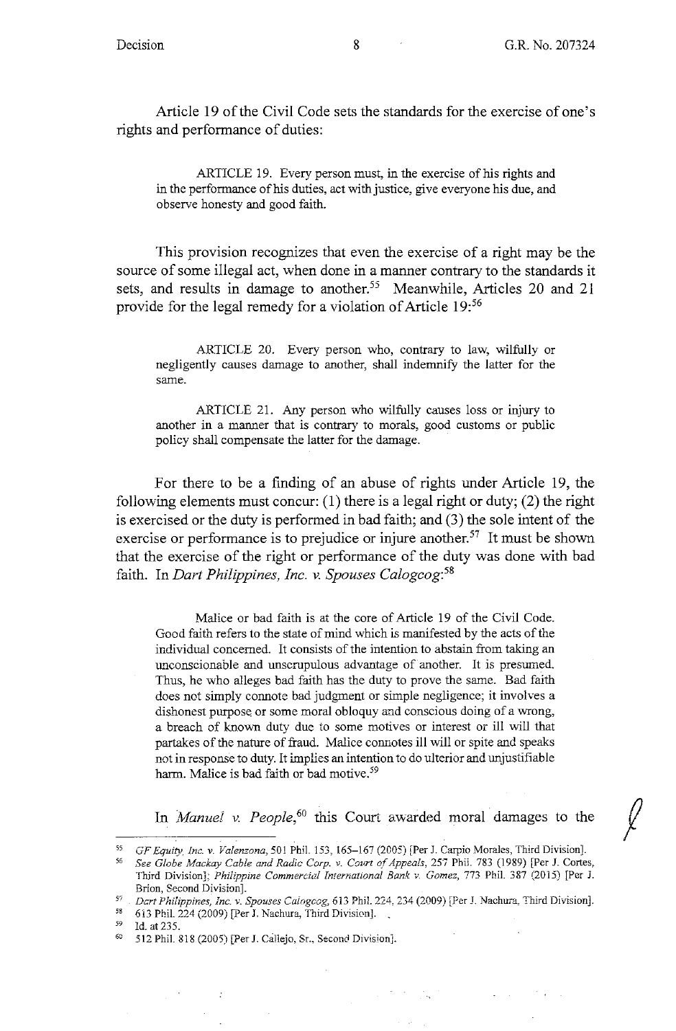Article 19 of the Civil Code sets the standards for the exercise of one's rights and performance of duties:

> ARTICLE 19. Every person must, in the exercise of his rights and in the performance of his duties, act with justice, give everyone his due, and observe honesty and good faith.

This provision recognizes that even the exercise of a right may be the source of some illegal act, when done in a manner contrary to the standards it sets, and results in damage to another.[55] Meanwhile, Articles 20 and 21 provide for the legal remedy for a violation of Article 19:[56]

> ARTICLE 20. Every person who, contrary to law, wilfully or negligently causes damage to another, shall indemnify the latter for the same.
>
> ARTICLE 21. Any person who wilfully causes loss or injury to another in a manner that is contrary to morals, good customs or public policy shall compensate the latter for the damage.

For there to be a finding of an abuse of rights under Article 19, the following elements must concur: (1) there is a legal right or duty; (2) the right is exercised or the duty is performed in bad faith; and (3) the sole intent of the exercise or performance is to prejudice or injure another.[57] It must be shown that the exercise of the right or performance of the duty was done with bad faith. In *Dart Philippines, Inc. v. Spouses Calogcog*:[58]

> Malice or bad faith is at the core of Article 19 of the Civil Code. Good faith refers to the state of mind which is manifested by the acts of the individual concerned. It consists of the intention to abstain from taking an unconscionable and unscrupulous advantage of another. It is presumed. Thus, he who alleges bad faith has the duty to prove the same. Bad faith does not simply connote bad judgment or simple negligence; it involves a dishonest purpose or some moral obloquy and conscious doing of a wrong, a breach of known duty due to some motives or interest or ill will that partakes of the nature of fraud. Malice connotes ill will or spite and speaks not in response to duty. It implies an intention to do ulterior and unjustifiable harm. Malice is bad faith or bad motive.[59]

In *Manuel v. People*,[60] this Court awarded moral damages to the

---

[55] *GF Equity, Inc. v. Valenzona*, 501 Phil. 153, 165–167 (2005) [Per J. Carpio Morales, Third Division].

[56] *See Globe Mackay Cable and Radio Corp. v. Court of Appeals*, 257 Phil. 783 (1989) [Per J. Cortes, Third Division]; *Philippine Commercial International Bank v. Gomez*, 773 Phil. 387 (2015) [Per J. Brion, Second Division].

[57] *Dart Philippines, Inc. v. Spouses Calogcog*, 613 Phil. 224, 234 (2009) [Per J. Nachura, Third Division].

[58] 613 Phil. 224 (2009) [Per J. Nachura, Third Division].

[59] Id. at 235.

[60] 512 Phil. 818 (2005) [Per J. Callejo, Sr., Second Division].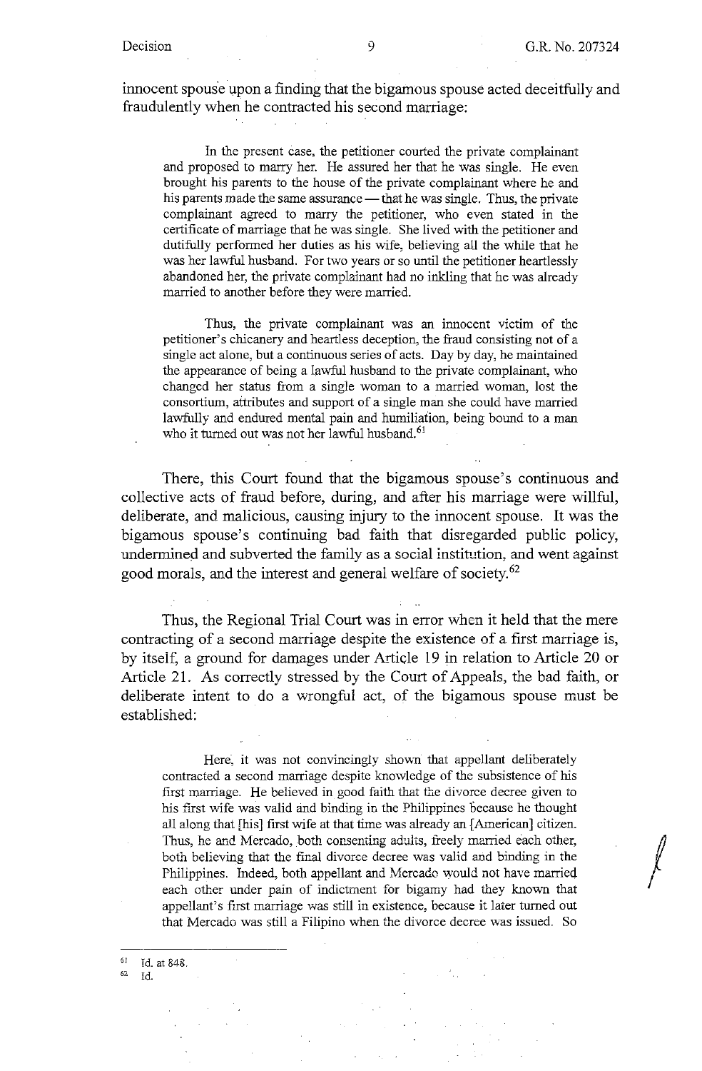innocent spouse upon a finding that the bigamous spouse acted deceitfully and fraudulently when he contracted his second marriage:

> In the present case, the petitioner courted the private complainant and proposed to marry her. He assured her that he was single. He even brought his parents to the house of the private complainant where he and his parents made the same assurance — that he was single. Thus, the private complainant agreed to marry the petitioner, who even stated in the certificate of marriage that he was single. She lived with the petitioner and dutifully performed her duties as his wife, believing all the while that he was her lawful husband. For two years or so until the petitioner heartlessly abandoned her, the private complainant had no inkling that he was already married to another before they were married.
>
> Thus, the private complainant was an innocent victim of the petitioner's chicanery and heartless deception, the fraud consisting not of a single act alone, but a continuous series of acts. Day by day, he maintained the appearance of being a lawful husband to the private complainant, who changed her status from a single woman to a married woman, lost the consortium, attributes and support of a single man she could have married lawfully and endured mental pain and humiliation, being bound to a man who it turned out was not her lawful husband.[61]

There, this Court found that the bigamous spouse's continuous and collective acts of fraud before, during, and after his marriage were willful, deliberate, and malicious, causing injury to the innocent spouse. It was the bigamous spouse's continuing bad faith that disregarded public policy, undermined and subverted the family as a social institution, and went against good morals, and the interest and general welfare of society.[62]

Thus, the Regional Trial Court was in error when it held that the mere contracting of a second marriage despite the existence of a first marriage is, by itself, a ground for damages under Article 19 in relation to Article 20 or Article 21. As correctly stressed by the Court of Appeals, the bad faith, or deliberate intent to do a wrongful act, of the bigamous spouse must be established:

> Here, it was not convincingly shown that appellant deliberately contracted a second marriage despite knowledge of the subsistence of his first marriage. He believed in good faith that the divorce decree given to his first wife was valid and binding in the Philippines because he thought all along that [his] first wife at that time was already an [American] citizen. Thus, he and Mercado, both consenting adults, freely married each other, both believing that the final divorce decree was valid and binding in the Philippines. Indeed, both appellant and Mercado would not have married each other under pain of indictment for bigamy had they known that appellant's first marriage was still in existence, because it later turned out that Mercado was still a Filipino when the divorce decree was issued. So

---

[61] Id. at 848.

[62] Id.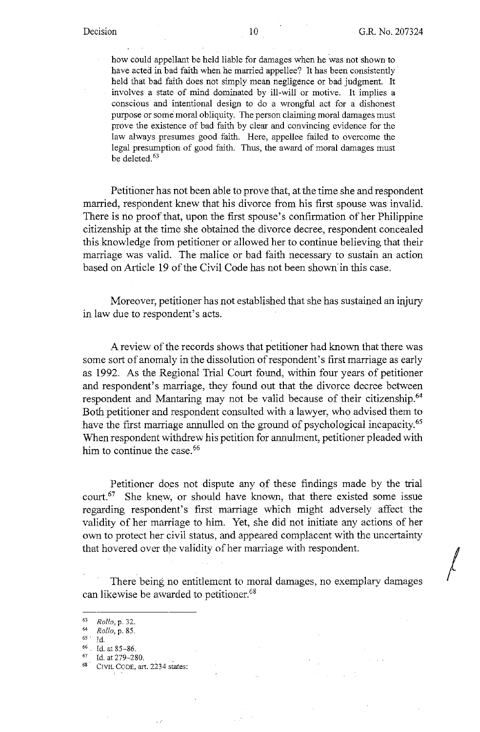> how could appellant be held liable for damages when he was not shown to have acted in bad faith when he married appellee? It has been consistently held that bad faith does not simply mean negligence or bad judgment. It involves a state of mind dominated by ill-will or motive. It implies a conscious and intentional design to do a wrongful act for a dishonest purpose or some moral obliquity. The person claiming moral damages must prove the existence of bad faith by clear and convincing evidence for the law always presumes good faith. Here, appellee failed to overcome the legal presumption of good faith. Thus, the award of moral damages must be deleted.[63]

Petitioner has not been able to prove that, at the time she and respondent married, respondent knew that his divorce from his first spouse was invalid. There is no proof that, upon the first spouse's confirmation of her Philippine citizenship at the time she obtained the divorce decree, respondent concealed this knowledge from petitioner or allowed her to continue believing that their marriage was valid. The malice or bad faith necessary to sustain an action based on Article 19 of the Civil Code has not been shown in this case.

Moreover, petitioner has not established that she has sustained an injury in law due to respondent's acts.

A review of the records shows that petitioner had known that there was some sort of anomaly in the dissolution of respondent's first marriage as early as 1992. As the Regional Trial Court found, within four years of petitioner and respondent's marriage, they found out that the divorce decree between respondent and Mantaring may not be valid because of their citizenship.[64] Both petitioner and respondent consulted with a lawyer, who advised them to have the first marriage annulled on the ground of psychological incapacity.[65] When respondent withdrew his petition for annulment, petitioner pleaded with him to continue the case.[66]

Petitioner does not dispute any of these findings made by the trial court.[67] She knew, or should have known, that there existed some issue regarding respondent's first marriage which might adversely affect the validity of her marriage to him. Yet, she did not initiate any actions of her own to protect her civil status, and appeared complacent with the uncertainty that hovered over the validity of her marriage with respondent.

There being no entitlement to moral damages, no exemplary damages can likewise be awarded to petitioner.[68]

---

[63] *Rollo*, p. 32.

[64] *Rollo*, p. 85.

[65] Id.

[66] Id. at 85–86.

[67] Id. at 279–280.

[68] CIVIL CODE, art. 2234 states: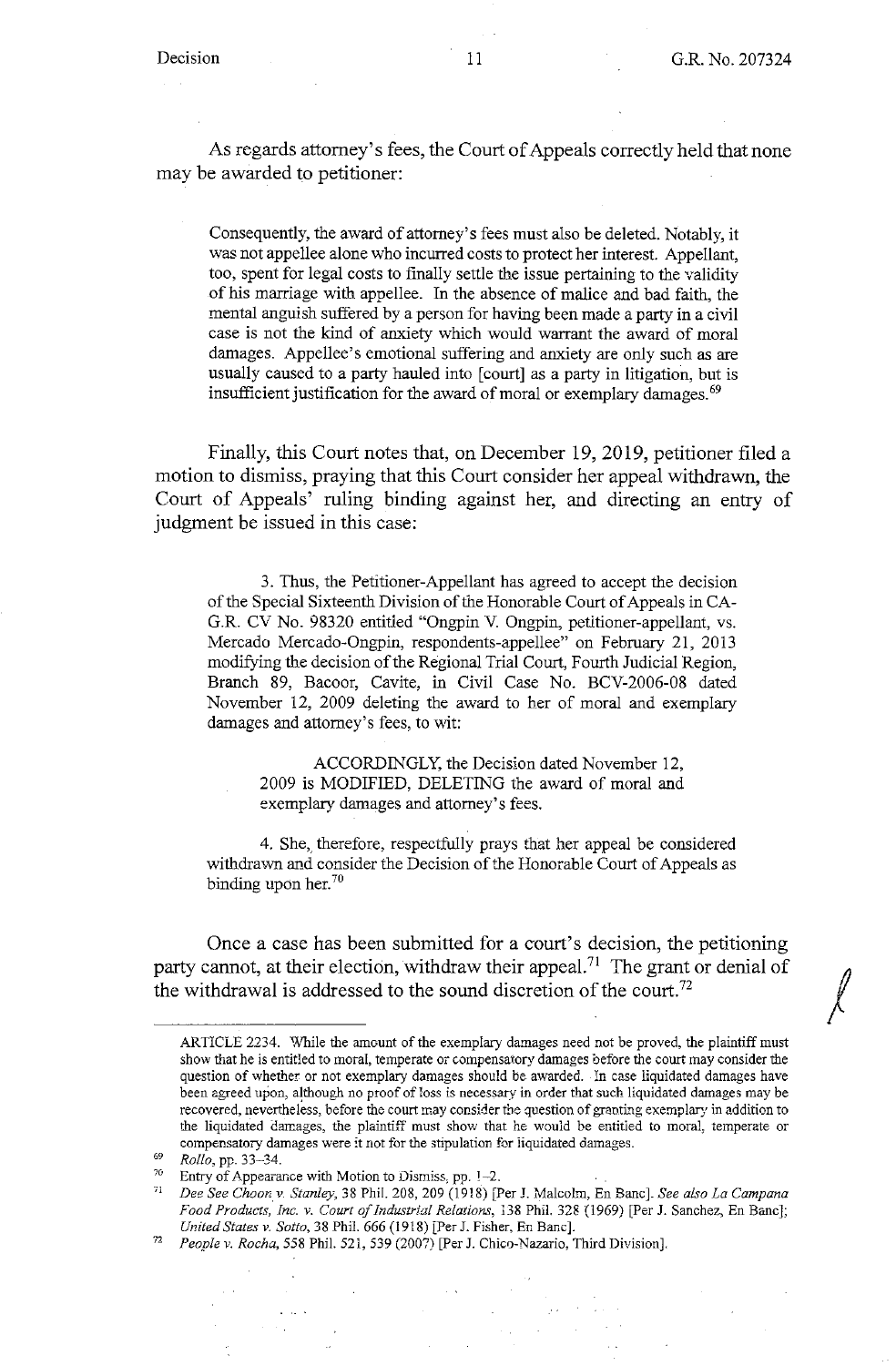As regards attorney's fees, the Court of Appeals correctly held that none may be awarded to petitioner:

> Consequently, the award of attorney's fees must also be deleted. Notably, it was not appellee alone who incurred costs to protect her interest. Appellant, too, spent for legal costs to finally settle the issue pertaining to the validity of his marriage with appellee. In the absence of malice and bad faith, the mental anguish suffered by a person for having been made a party in a civil case is not the kind of anxiety which would warrant the award of moral damages. Appellee's emotional suffering and anxiety are only such as are usually caused to a party hauled into [court] as a party in litigation, but is insufficient justification for the award of moral or exemplary damages.[69]

Finally, this Court notes that, on December 19, 2019, petitioner filed a motion to dismiss, praying that this Court consider her appeal withdrawn, the Court of Appeals' ruling binding against her, and directing an entry of judgment be issued in this case:

> 3. Thus, the Petitioner-Appellant has agreed to accept the decision of the Special Sixteenth Division of the Honorable Court of Appeals in CA-G.R. CV No. 98320 entitled "Ongpin V. Ongpin, petitioner-appellant, vs. Mercado Mercado-Ongpin, respondents-appellee" on February 21, 2013 modifying the decision of the Regional Trial Court, Fourth Judicial Region, Branch 89, Bacoor, Cavite, in Civil Case No. BCV-2006-08 dated November 12, 2009 deleting the award to her of moral and exemplary damages and attorney's fees, to wit:
>
> > ACCORDINGLY, the Decision dated November 12, 2009 is MODIFIED, DELETING the award of moral and exemplary damages and attorney's fees.
>
> 4. She, therefore, respectfully prays that her appeal be considered withdrawn and consider the Decision of the Honorable Court of Appeals as binding upon her.[70]

Once a case has been submitted for a court's decision, the petitioning party cannot, at their election, withdraw their appeal.[71] The grant or denial of the withdrawal is addressed to the sound discretion of the court.[72]

---

ARTICLE 2234. While the amount of the exemplary damages need not be proved, the plaintiff must show that he is entitled to moral, temperate or compensatory damages before the court may consider the question of whether or not exemplary damages should be awarded. In case liquidated damages have been agreed upon, although no proof of loss is necessary in order that such liquidated damages may be recovered, nevertheless, before the court may consider the question of granting exemplary in addition to the liquidated damages, the plaintiff must show that he would be entitled to moral, temperate or compensatory damages were it not for the stipulation for liquidated damages.

[69] *Rollo*, pp. 33–34.

[70] Entry of Appearance with Motion to Dismiss, pp. 1–2.

[71] *Dee See Choon v. Stanley*, 38 Phil. 208, 209 (1918) [Per J. Malcolm, En Banc]. *See also La Campana Food Products, Inc. v. Court of Industrial Relations*, 138 Phil. 328 (1969) [Per J. Sanchez, En Banc]; *United States v. Sotto*, 38 Phil. 666 (1918) [Per J. Fisher, En Banc].

[72] *People v. Rocha*, 558 Phil. 521, 539 (2007) [Per J. Chico-Nazario, Third Division].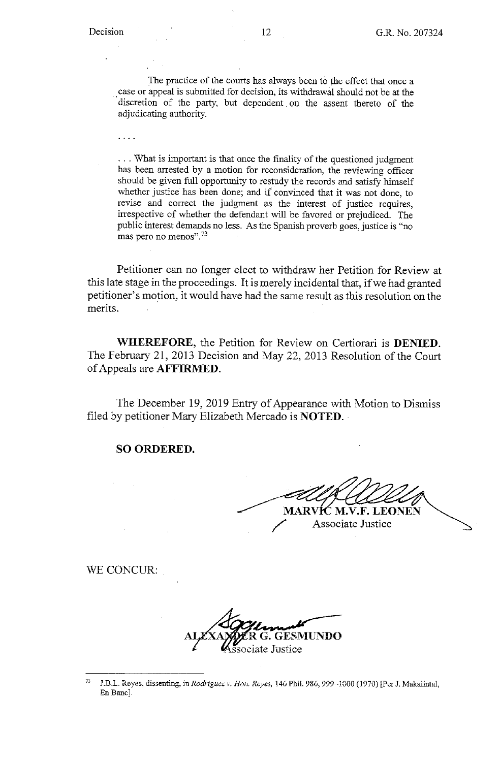> The practice of the courts has always been to the effect that once a case or appeal is submitted for decision, its withdrawal should not be at the discretion of the party, but dependent on the assent thereto of the adjudicating authority.
>
> . . . .
>
> . . . What is important is that once the finality of the questioned judgment has been arrested by a motion for reconsideration, the reviewing officer should be given full opportunity to restudy the records and satisfy himself whether justice has been done; and if convinced that it was not done, to revise and correct the judgment as the interest of justice requires, irrespective of whether the defendant will be favored or prejudiced. The public interest demands no less. As the Spanish proverb goes, justice is "no mas pero no menos".[73]

Petitioner can no longer elect to withdraw her Petition for Review at this late stage in the proceedings. It is merely incidental that, if we had granted petitioner's motion, it would have had the same result as this resolution on the merits.

**WHEREFORE**, the Petition for Review on Certiorari is **DENIED**. The February 21, 2013 Decision and May 22, 2013 Resolution of the Court of Appeals are **AFFIRMED**.

The December 19, 2019 Entry of Appearance with Motion to Dismiss filed by petitioner Mary Elizabeth Mercado is **NOTED**.

**SO ORDERED.**

**MARVIC M.V.F. LEONEN**
Associate Justice

WE CONCUR:

**ALEXANDER G. GESMUNDO**
Associate Justice

---

[73] J.B.L. Reyes, dissenting, in *Rodriguez v. Hon. Reyes*, 146 Phil. 986, 999–1000 (1970) [Per J. Makalintal, En Banc].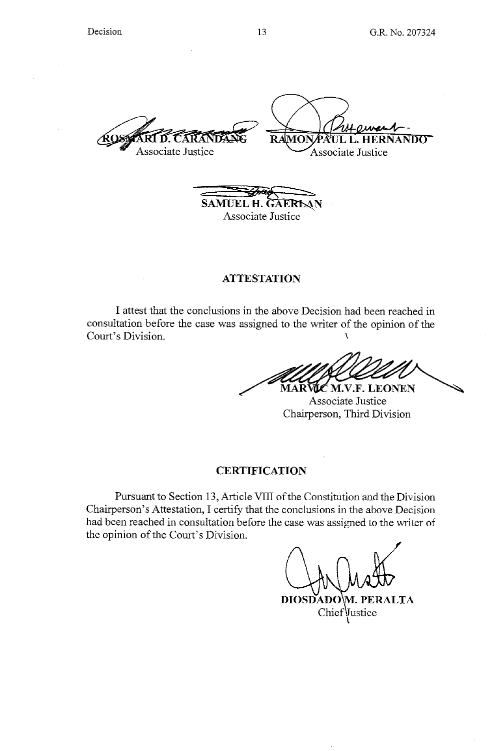ROSMARI D. CARANDANG
Associate Justice

RAMON PAUL L. HERNANDO
Associate Justice

SAMUEL H. GAERLAN
Associate Justice

## ATTESTATION

I attest that the conclusions in the above Decision had been reached in consultation before the case was assigned to the writer of the opinion of the Court's Division.

MARVIC M.V.F. LEONEN
Associate Justice
Chairperson, Third Division

## CERTIFICATION

Pursuant to Section 13, Article VIII of the Constitution and the Division Chairperson's Attestation, I certify that the conclusions in the above Decision had been reached in consultation before the case was assigned to the writer of the opinion of the Court's Division.

DIOSDADO M. PERALTA
Chief Justice